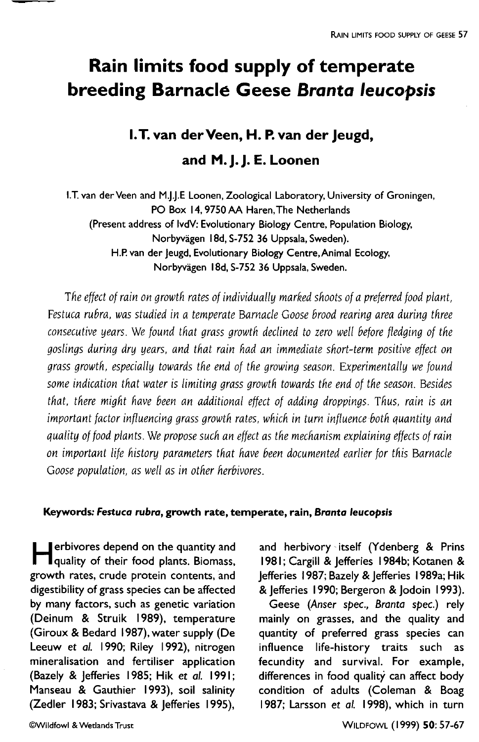# Rain limits food supply of temperate breeding Barnacle Geese *Branta leucopsis*

## I. T. van der Veen, H. P. van der Jeugd, and M. J. J. E. Loonen

I.T. van der Veen and M.J.J.E Loonen, Zoological Laboratory, University of Groningen, PO Box 14, 9750 AA Haren, The Netherlands
(Present address of IvdV: Evolutionary Biology Centre, Population Biology, Norbyvägen 18d, S-752 36 Uppsala, Sweden).
H.P. van der Jeugd, Evolutionary Biology Centre, Animal Ecology, Norbyvägen 18d, S-752 36 Uppsala, Sweden.

*The effect of rain on growth rates of individually marked shoots of a preferred food plant, Festuca rubra, was studied in a temperate Barnacle Goose brood rearing area during three consecutive years. We found that grass growth declined to zero well before fledging of the goslings during dry years, and that rain had an immediate short-term positive effect on grass growth, especially towards the end of the growing season. Experimentally we found some indication that water is limiting grass growth towards the end of the season. Besides that, there might have been an additional effect of adding droppings. Thus, rain is an important factor influencing grass growth rates, which in turn influence both quantity and quality of food plants. We propose such an effect as the mechanism explaining effects of rain on important life history parameters that have been documented earlier for this Barnacle Goose population, as well as in other herbivores.*

**Keywords: *Festuca rubra*, growth rate, temperate, rain, *Branta leucopsis***

Herbivores depend on the quantity and quality of their food plants. Biomass, growth rates, crude protein contents, and digestibility of grass species can be affected by many factors, such as genetic variation (Deinum & Struik 1989), temperature (Giroux & Bedard 1987), water supply (De Leeuw *et al.* 1990; Riley 1992), nitrogen mineralisation and fertiliser application (Bazely & Jefferies 1985; Hik *et al.* 1991; Manseau & Gauthier 1993), soil salinity (Zedler 1983; Srivastava & Jefferies 1995), and herbivory itself (Ydenberg & Prins 1981; Cargill & Jefferies 1984b; Kotanen & Jefferies 1987; Bazely & Jefferies 1989a; Hik & Jefferies 1990; Bergeron & Jodoin 1993).

Geese (*Anser spec., Branta spec.*) rely mainly on grasses, and the quality and quantity of preferred grass species can influence life-history traits such as fecundity and survival. For example, differences in food quality can affect body condition of adults (Coleman & Boag 1987; Larsson *et al.* 1998), which in turn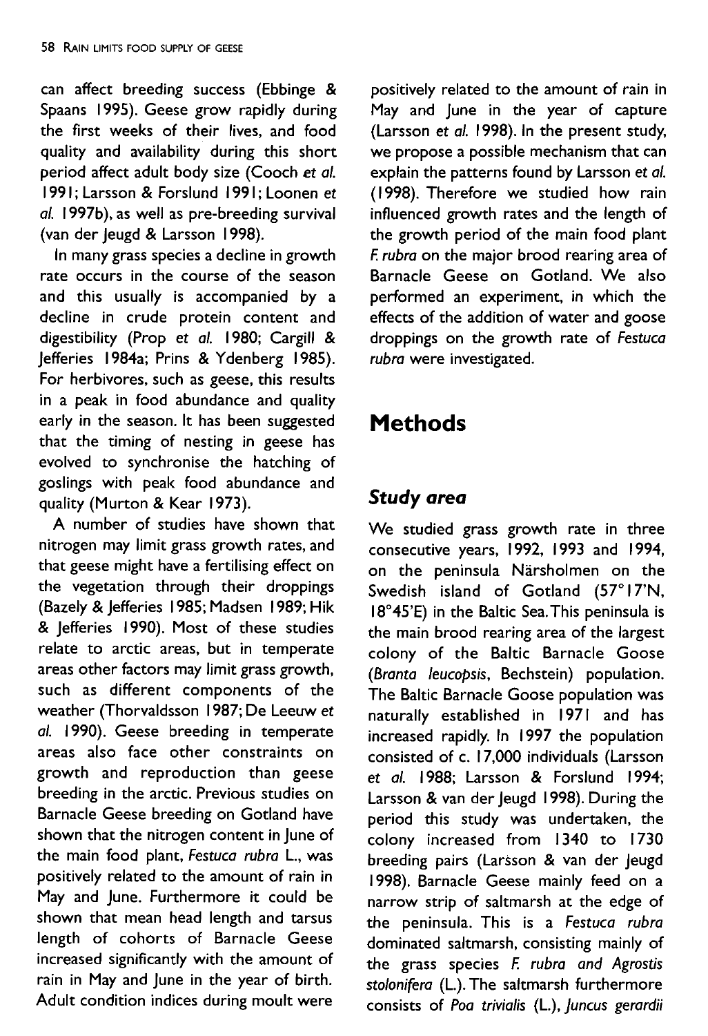can affect breeding success (Ebbinge & Spaans 1995). Geese grow rapidly during the first weeks of their lives, and food quality and availability during this short period affect adult body size (Cooch *et al.* 1991; Larsson & Forslund 1991; Loonen *et al.* 1997b), as well as pre-breeding survival (van der Jeugd & Larsson 1998).

In many grass species a decline in growth rate occurs in the course of the season and this usually is accompanied by a decline in crude protein content and digestibility (Prop *et al.* 1980; Cargill & Jefferies 1984a; Prins & Ydenberg 1985). For herbivores, such as geese, this results in a peak in food abundance and quality early in the season. It has been suggested that the timing of nesting in geese has evolved to synchronise the hatching of goslings with peak food abundance and quality (Murton & Kear 1973).

A number of studies have shown that nitrogen may limit grass growth rates, and that geese might have a fertilising effect on the vegetation through their droppings (Bazely & Jefferies 1985; Madsen 1989; Hik & Jefferies 1990). Most of these studies relate to arctic areas, but in temperate areas other factors may limit grass growth, such as different components of the weather (Thorvaldsson 1987; De Leeuw *et al.* 1990). Geese breeding in temperate areas also face other constraints on growth and reproduction than geese breeding in the arctic. Previous studies on Barnacle Geese breeding on Gotland have shown that the nitrogen content in June of the main food plant, *Festuca rubra* L., was positively related to the amount of rain in May and June. Furthermore it could be shown that mean head length and tarsus length of cohorts of Barnacle Geese increased significantly with the amount of rain in May and June in the year of birth. Adult condition indices during moult were positively related to the amount of rain in May and June in the year of capture (Larsson *et al.* 1998). In the present study, we propose a possible mechanism that can explain the patterns found by Larsson *et al.* (1998). Therefore we studied how rain influenced growth rates and the length of the growth period of the main food plant *F. rubra* on the major brood rearing area of Barnacle Geese on Gotland. We also performed an experiment, in which the effects of the addition of water and goose droppings on the growth rate of *Festuca rubra* were investigated.

# Methods

## *Study area*

We studied grass growth rate in three consecutive years, 1992, 1993 and 1994, on the peninsula Närsholmen on the Swedish island of Gotland (57°17'N, 18°45'E) in the Baltic Sea. This peninsula is the main brood rearing area of the largest colony of the Baltic Barnacle Goose (*Branta leucopsis*, Bechstein) population. The Baltic Barnacle Goose population was naturally established in 1971 and has increased rapidly. In 1997 the population consisted of c. 17,000 individuals (Larsson *et al.* 1988; Larsson & Forslund 1994; Larsson & van der Jeugd 1998). During the period this study was undertaken, the colony increased from 1340 to 1730 breeding pairs (Larsson & van der Jeugd 1998). Barnacle Geese mainly feed on a narrow strip of saltmarsh at the edge of the peninsula. This is a *Festuca rubra* dominated saltmarsh, consisting mainly of the grass species *F. rubra and Agrostis stolonifera* (L.). The saltmarsh furthermore consists of *Poa trivialis* (L.), *Juncus gerardii*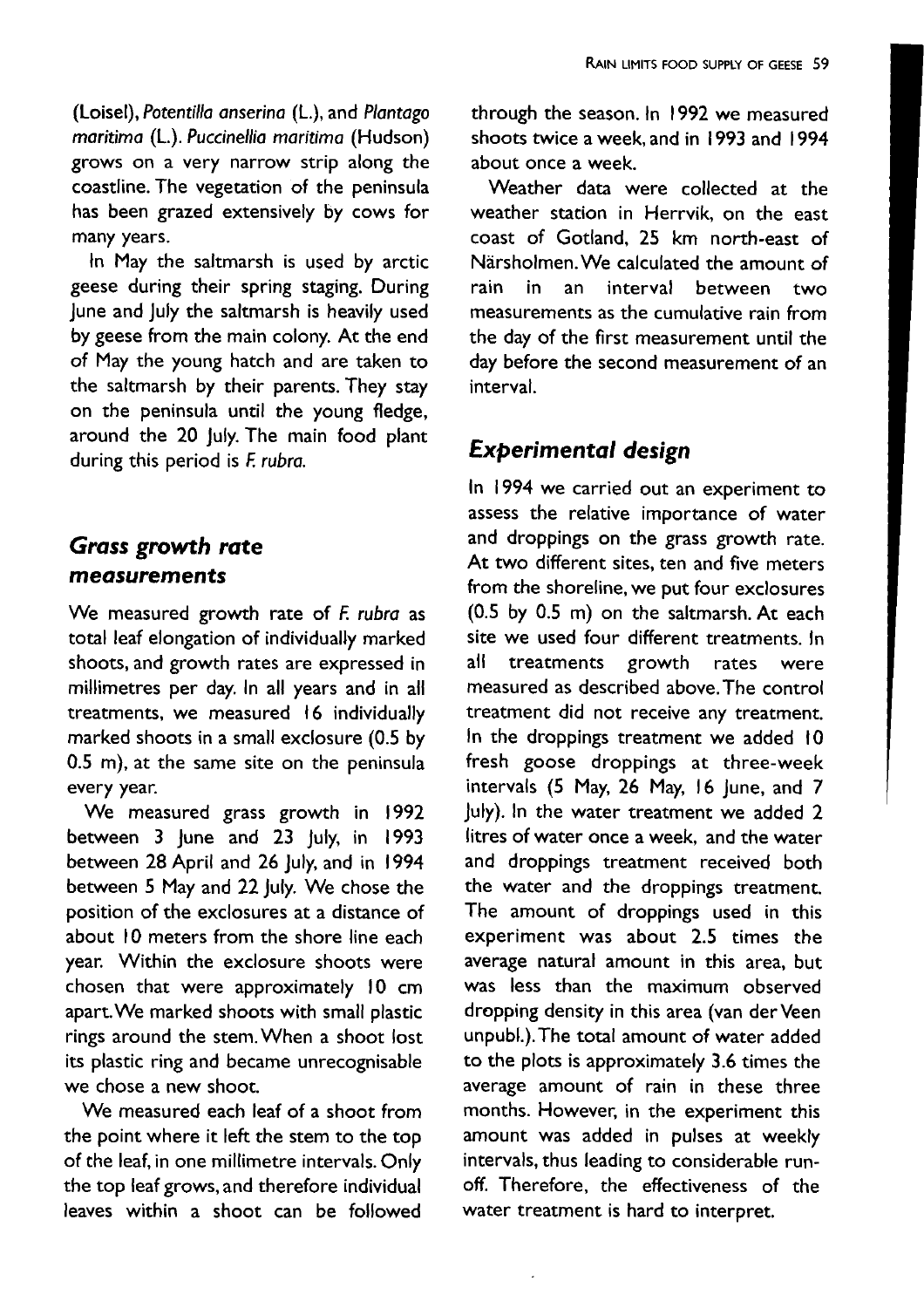(Loisel), *Potentilla anserina* (L.), and *Plantago maritima* (L.). *Puccinellia maritima* (Hudson) grows on a very narrow strip along the coastline. The vegetation of the peninsula has been grazed extensively by cows for many years.

In May the saltmarsh is used by arctic geese during their spring staging. During June and July the saltmarsh is heavily used by geese from the main colony. At the end of May the young hatch and are taken to the saltmarsh by their parents. They stay on the peninsula until the young fledge, around the 20 July. The main food plant during this period is *F. rubra*.

## Grass growth rate measurements

We measured growth rate of *F. rubra* as total leaf elongation of individually marked shoots, and growth rates are expressed in millimetres per day. In all years and in all treatments, we measured 16 individually marked shoots in a small exclosure (0.5 by 0.5 m), at the same site on the peninsula every year.

We measured grass growth in 1992 between 3 June and 23 July, in 1993 between 28 April and 26 July, and in 1994 between 5 May and 22 July. We chose the position of the exclosures at a distance of about 10 meters from the shore line each year. Within the exclosure shoots were chosen that were approximately 10 cm apart. We marked shoots with small plastic rings around the stem. When a shoot lost its plastic ring and became unrecognisable we chose a new shoot.

We measured each leaf of a shoot from the point where it left the stem to the top of the leaf, in one millimetre intervals. Only the top leaf grows, and therefore individual leaves within a shoot can be followed through the season. In 1992 we measured shoots twice a week, and in 1993 and 1994 about once a week.

Weather data were collected at the weather station in Herrvik, on the east coast of Gotland, 25 km north-east of Närsholmen. We calculated the amount of rain in an interval between two measurements as the cumulative rain from the day of the first measurement until the day before the second measurement of an interval.

## Experimental design

In 1994 we carried out an experiment to assess the relative importance of water and droppings on the grass growth rate. At two different sites, ten and five meters from the shoreline, we put four exclosures (0.5 by 0.5 m) on the saltmarsh. At each site we used four different treatments. In all treatments growth rates were measured as described above. The control treatment did not receive any treatment. In the droppings treatment we added 10 fresh goose droppings at three-week intervals (5 May, 26 May, 16 June, and 7 July). In the water treatment we added 2 litres of water once a week, and the water and droppings treatment received both the water and the droppings treatment. The amount of droppings used in this experiment was about 2.5 times the average natural amount in this area, but was less than the maximum observed dropping density in this area (van der Veen unpubl.). The total amount of water added to the plots is approximately 3.6 times the average amount of rain in these three months. However, in the experiment this amount was added in pulses at weekly intervals, thus leading to considerable run-off. Therefore, the effectiveness of the water treatment is hard to interpret.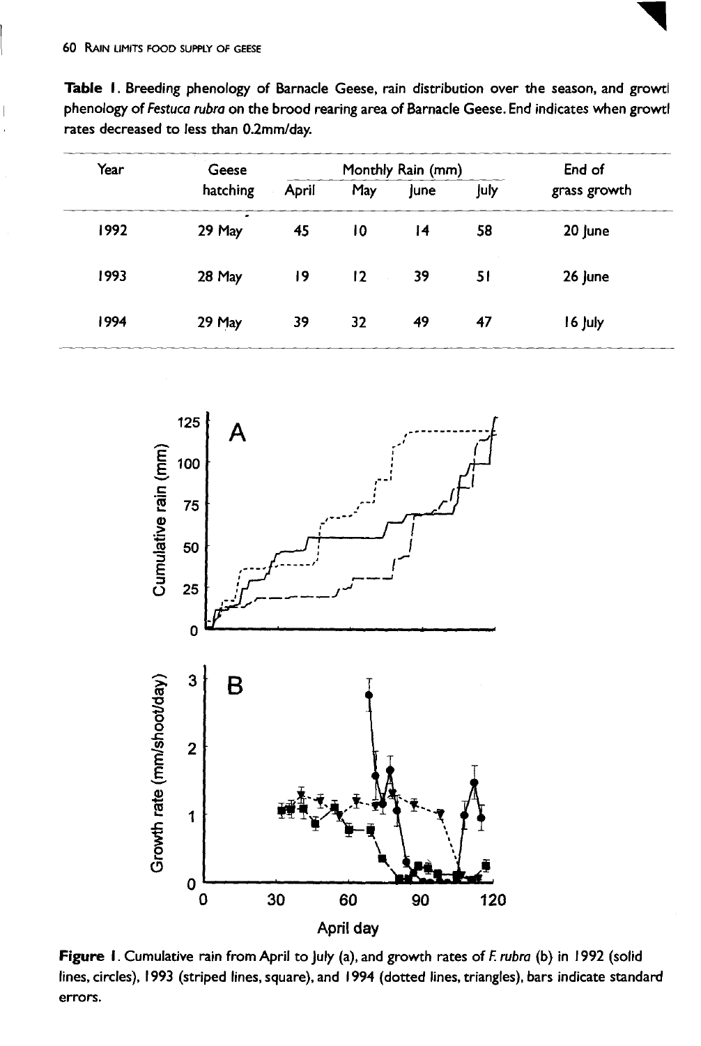**Table 1**. Breeding phenology of Barnacle Geese, rain distribution over the season, and growth phenology of *Festuca rubra* on the brood rearing area of Barnacle Geese. End indicates when growth rates decreased to less than 0.2mm/day.

| Year | Geese hatching | Monthly Rain (mm) | | | | End of grass growth |
|---|---|---|---|---|---|---|
| | | April | May | June | July | |
| 1992 | 29 May | 45 | 10 | 14 | 58 | 20 June |
| 1993 | 28 May | 19 | 12 | 39 | 51 | 26 June |
| 1994 | 29 May | 39 | 32 | 49 | 47 | 16 July |

**Figure 1**. Cumulative rain from April to July (a), and growth rates of *F. rubra* (b) in 1992 (solid lines, circles), 1993 (striped lines, square), and 1994 (dotted lines, triangles), bars indicate standard errors.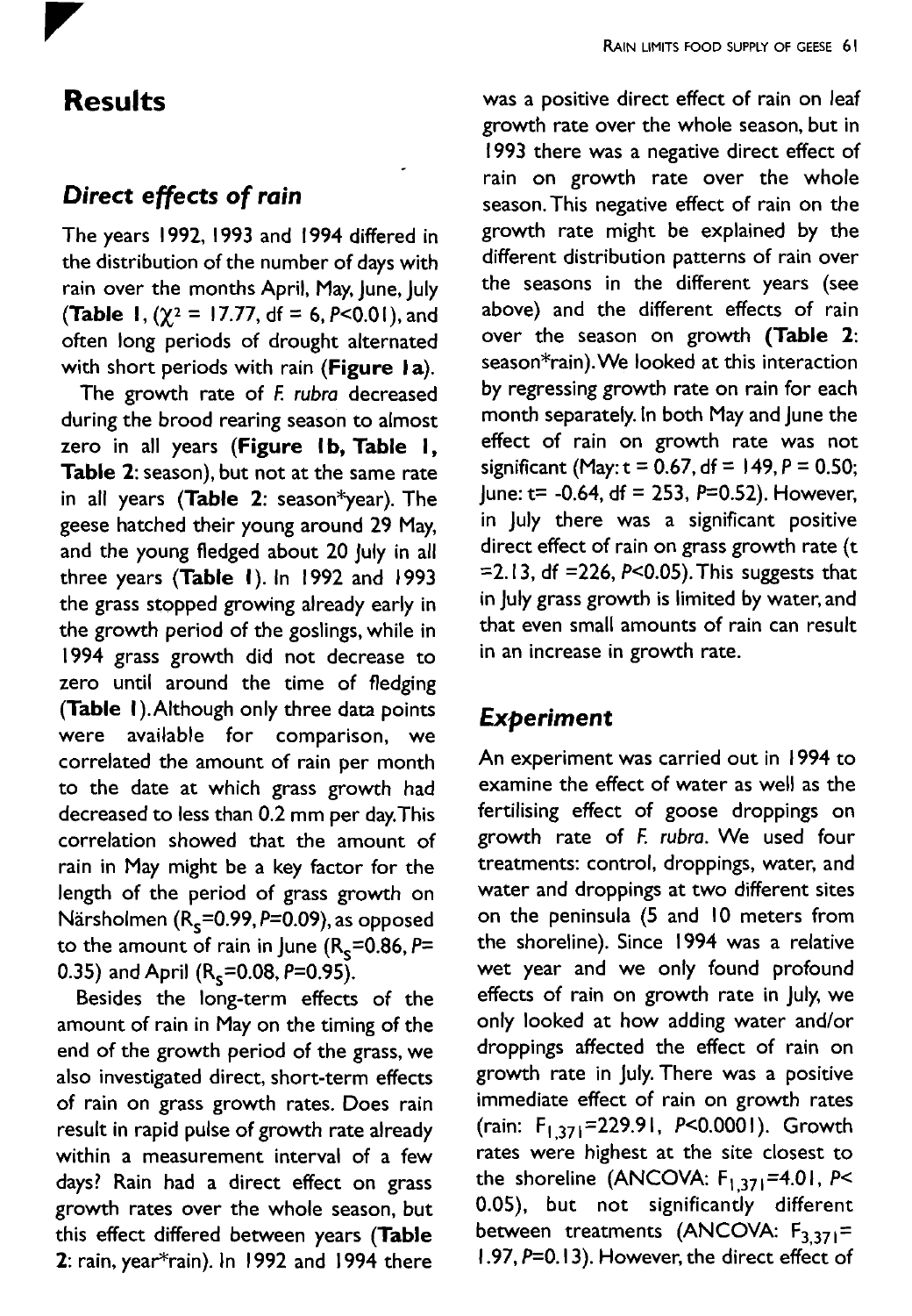## Results

### *Direct effects of rain*

The years 1992, 1993 and 1994 differed in the distribution of the number of days with rain over the months April, May, June, July (**Table 1**, ($\chi^2$ = 17.77, df = 6, $P$<0.01), and often long periods of drought alternated with short periods with rain (**Figure 1a**).

The growth rate of *F. rubra* decreased during the brood rearing season to almost zero in all years (**Figure 1b, Table 1, Table 2**: season), but not at the same rate in all years (**Table 2**: season*year). The geese hatched their young around 29 May, and the young fledged about 20 July in all three years (**Table 1**). In 1992 and 1993 the grass stopped growing already early in the growth period of the goslings, while in 1994 grass growth did not decrease to zero until around the time of fledging (**Table 1**). Although only three data points were available for comparison, we correlated the amount of rain per month to the date at which grass growth had decreased to less than 0.2 mm per day. This correlation showed that the amount of rain in May might be a key factor for the length of the period of grass growth on Närsholmen ($R_s$=0.99, $P$=0.09), as opposed to the amount of rain in June ($R_s$=0.86, $P$= 0.35) and April ($R_s$=0.08, $P$=0.95).

Besides the long-term effects of the amount of rain in May on the timing of the end of the growth period of the grass, we also investigated direct, short-term effects of rain on grass growth rates. Does rain result in rapid pulse of growth rate already within a measurement interval of a few days? Rain had a direct effect on grass growth rates over the whole season, but this effect differed between years (**Table 2**: rain, year*rain). In 1992 and 1994 there was a positive direct effect of rain on leaf growth rate over the whole season, but in 1993 there was a negative direct effect of rain on growth rate over the whole season. This negative effect of rain on the growth rate might be explained by the different distribution patterns of rain over the seasons in the different years (see above) and the different effects of rain over the season on growth (**Table 2**: season*rain). We looked at this interaction by regressing growth rate on rain for each month separately. In both May and June the effect of rain on growth rate was not significant (May: t = 0.67, df = 149, $P$ = 0.50; June: t= -0.64, df = 253, $P$=0.52). However, in July there was a significant positive direct effect of rain on grass growth rate (t =2.13, df =226, $P$<0.05). This suggests that in July grass growth is limited by water, and that even small amounts of rain can result in an increase in growth rate.

### *Experiment*

An experiment was carried out in 1994 to examine the effect of water as well as the fertilising effect of goose droppings on growth rate of *F. rubra*. We used four treatments: control, droppings, water, and water and droppings at two different sites on the peninsula (5 and 10 meters from the shoreline). Since 1994 was a relative wet year and we only found profound effects of rain on growth rate in July, we only looked at how adding water and/or droppings affected the effect of rain on growth rate in July. There was a positive immediate effect of rain on growth rates (rain: $F_{1,371}$=229.91, $P$<0.0001). Growth rates were highest at the site closest to the shoreline (ANCOVA: $F_{1,371}$=4.01, $P$< 0.05), but not significantly different between treatments (ANCOVA: $F_{3,371}$= 1.97, $P$=0.13). However, the direct effect of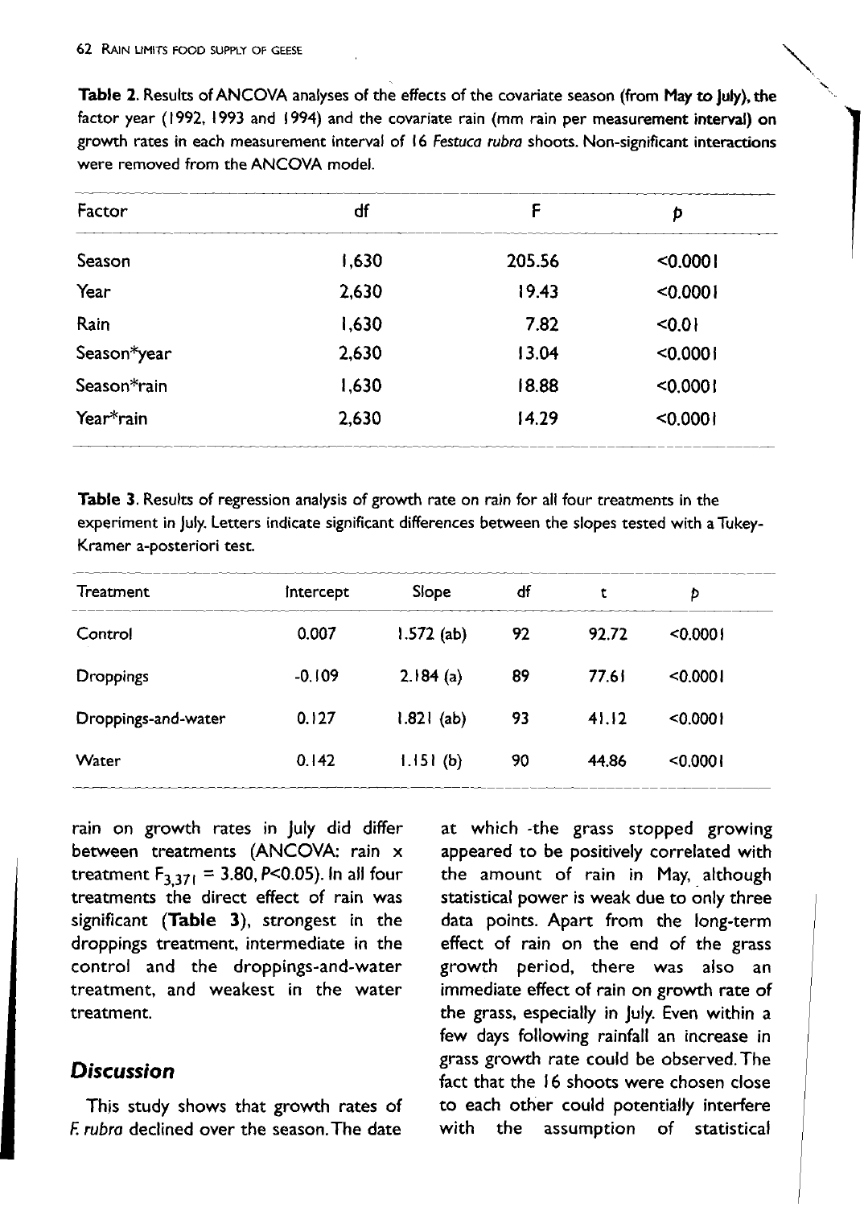**Table 2.** Results of ANCOVA analyses of the effects of the covariate season (from May to July), the factor year (1992, 1993 and 1994) and the covariate rain (mm rain per measurement interval) on growth rates in each measurement interval of 16 *Festuca rubra* shoots. Non-significant interactions were removed from the ANCOVA model.

| Factor | df | F | $p$ |
|---|---|---|---|
| Season | 1,630 | 205.56 | <0.0001 |
| Year | 2,630 | 19.43 | <0.0001 |
| Rain | 1,630 | 7.82 | <0.01 |
| Season*year | 2,630 | 13.04 | <0.0001 |
| Season*rain | 1,630 | 18.88 | <0.0001 |
| Year*rain | 2,630 | 14.29 | <0.0001 |

**Table 3.** Results of regression analysis of growth rate on rain for all four treatments in the experiment in July. Letters indicate significant differences between the slopes tested with a Tukey-Kramer a-posteriori test.

| Treatment | Intercept | Slope | df | t | $p$ |
|---|---|---|---|---|---|
| Control | 0.007 | 1.572 (ab) | 92 | 92.72 | <0.0001 |
| Droppings | -0.109 | 2.184 (a) | 89 | 77.61 | <0.0001 |
| Droppings-and-water | 0.127 | 1.821 (ab) | 93 | 41.12 | <0.0001 |
| Water | 0.142 | 1.151 (b) | 90 | 44.86 | <0.0001 |

rain on growth rates in July did differ between treatments (ANCOVA: rain x treatment $F_{3,371} = 3.80$, $P<0.05$). In all four treatments the direct effect of rain was significant (**Table 3**), strongest in the droppings treatment, intermediate in the control and the droppings-and-water treatment, and weakest in the water treatment.

## Discussion

This study shows that growth rates of *F. rubra* declined over the season. The date at which the grass stopped growing appeared to be positively correlated with the amount of rain in May, although statistical power is weak due to only three data points. Apart from the long-term effect of rain on the end of the grass growth period, there was also an immediate effect of rain on growth rate of the grass, especially in July. Even within a few days following rainfall an increase in grass growth rate could be observed. The fact that the 16 shoots were chosen close to each other could potentially interfere with the assumption of statistical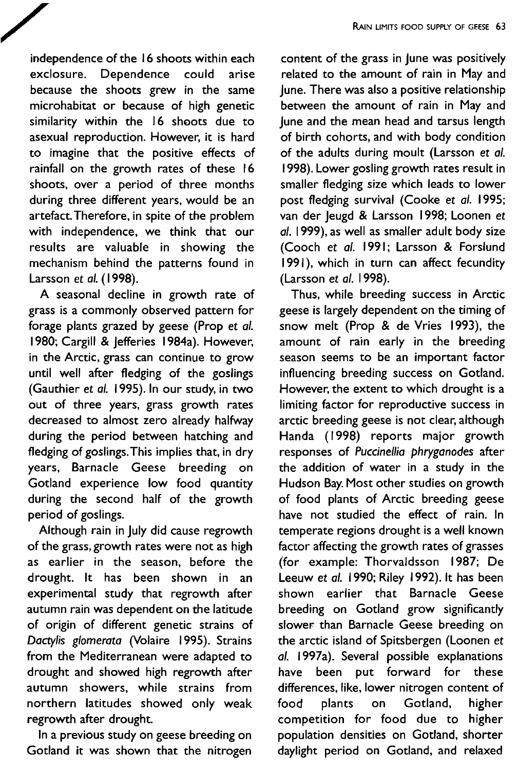independence of the 16 shoots within each exclosure. Dependence could arise because the shoots grew in the same microhabitat or because of high genetic similarity within the 16 shoots due to asexual reproduction. However, it is hard to imagine that the positive effects of rainfall on the growth rates of these 16 shoots, over a period of three months during three different years, would be an artefact. Therefore, in spite of the problem with independence, we think that our results are valuable in showing the mechanism behind the patterns found in Larsson *et al.* (1998).

A seasonal decline in growth rate of grass is a commonly observed pattern for forage plants grazed by geese (Prop *et al.* 1980; Cargill & Jefferies 1984a). However, in the Arctic, grass can continue to grow until well after fledging of the goslings (Gauthier *et al.* 1995). In our study, in two out of three years, grass growth rates decreased to almost zero already halfway during the period between hatching and fledging of goslings. This implies that, in dry years, Barnacle Geese breeding on Gotland experience low food quantity during the second half of the growth period of goslings.

Although rain in July did cause regrowth of the grass, growth rates were not as high as earlier in the season, before the drought. It has been shown in an experimental study that regrowth after autumn rain was dependent on the latitude of origin of different genetic strains of *Dactylis glomerata* (Volaire 1995). Strains from the Mediterranean were adapted to drought and showed high regrowth after autumn showers, while strains from northern latitudes showed only weak regrowth after drought.

In a previous study on geese breeding on Gotland it was shown that the nitrogen content of the grass in June was positively related to the amount of rain in May and June. There was also a positive relationship between the amount of rain in May and June and the mean head and tarsus length of birth cohorts, and with body condition of the adults during moult (Larsson *et al.* 1998). Lower gosling growth rates result in smaller fledging size which leads to lower post fledging survival (Cooke *et al.* 1995; van der Jeugd & Larsson 1998; Loonen *et al.* 1999), as well as smaller adult body size (Cooch *et al.* 1991; Larsson & Forslund 1991), which in turn can affect fecundity (Larsson *et al.* 1998).

Thus, while breeding success in Arctic geese is largely dependent on the timing of snow melt (Prop & de Vries 1993), the amount of rain early in the breeding season seems to be an important factor influencing breeding success on Gotland. However, the extent to which drought is a limiting factor for reproductive success in arctic breeding geese is not clear, although Handa (1998) reports major growth responses of *Puccinellia phryganodes* after the addition of water in a study in the Hudson Bay. Most other studies on growth of food plants of Arctic breeding geese have not studied the effect of rain. In temperate regions drought is a well known factor affecting the growth rates of grasses (for example: Thorvaldsson 1987; De Leeuw *et al.* 1990; Riley 1992). It has been shown earlier that Barnacle Geese breeding on Gotland grow significantly slower than Barnacle Geese breeding on the arctic island of Spitsbergen (Loonen *et al.* 1997a). Several possible explanations have been put forward for these differences, like, lower nitrogen content of food plants on Gotland, higher competition for food due to higher population densities on Gotland, shorter daylight period on Gotland, and relaxed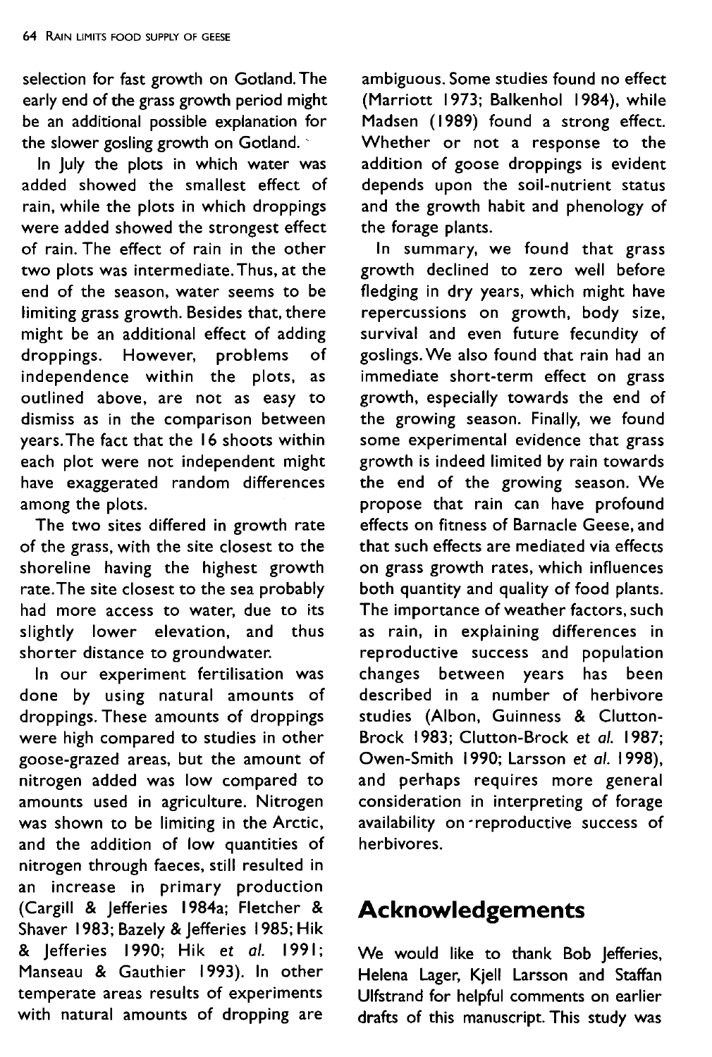selection for fast growth on Gotland. The early end of the grass growth period might be an additional possible explanation for the slower gosling growth on Gotland.

In July the plots in which water was added showed the smallest effect of rain, while the plots in which droppings were added showed the strongest effect of rain. The effect of rain in the other two plots was intermediate. Thus, at the end of the season, water seems to be limiting grass growth. Besides that, there might be an additional effect of adding droppings. However, problems of independence within the plots, as outlined above, are not as easy to dismiss as in the comparison between years. The fact that the 16 shoots within each plot were not independent might have exaggerated random differences among the plots.

The two sites differed in growth rate of the grass, with the site closest to the shoreline having the highest growth rate. The site closest to the sea probably had more access to water, due to its slightly lower elevation, and thus shorter distance to groundwater.

In our experiment fertilisation was done by using natural amounts of droppings. These amounts of droppings were high compared to studies in other goose-grazed areas, but the amount of nitrogen added was low compared to amounts used in agriculture. Nitrogen was shown to be limiting in the Arctic, and the addition of low quantities of nitrogen through faeces, still resulted in an increase in primary production (Cargill & Jefferies 1984a; Fletcher & Shaver 1983; Bazely & Jefferies 1985; Hik & Jefferies 1990; Hik *et al.* 1991; Manseau & Gauthier 1993). In other temperate areas results of experiments with natural amounts of dropping are ambiguous. Some studies found no effect (Marriott 1973; Balkenhol 1984), while Madsen (1989) found a strong effect. Whether or not a response to the addition of goose droppings is evident depends upon the soil-nutrient status and the growth habit and phenology of the forage plants.

In summary, we found that grass growth declined to zero well before fledging in dry years, which might have repercussions on growth, body size, survival and even future fecundity of goslings. We also found that rain had an immediate short-term effect on grass growth, especially towards the end of the growing season. Finally, we found some experimental evidence that grass growth is indeed limited by rain towards the end of the growing season. We propose that rain can have profound effects on fitness of Barnacle Geese, and that such effects are mediated via effects on grass growth rates, which influences both quantity and quality of food plants. The importance of weather factors, such as rain, in explaining differences in reproductive success and population changes between years has been described in a number of herbivore studies (Albon, Guinness & Clutton-Brock 1983; Clutton-Brock *et al.* 1987; Owen-Smith 1990; Larsson *et al.* 1998), and perhaps requires more general consideration in interpreting of forage availability on reproductive success of herbivores.

## Acknowledgements

We would like to thank Bob Jefferies, Helena Lager, Kjell Larsson and Staffan Ulfstrand for helpful comments on earlier drafts of this manuscript. This study was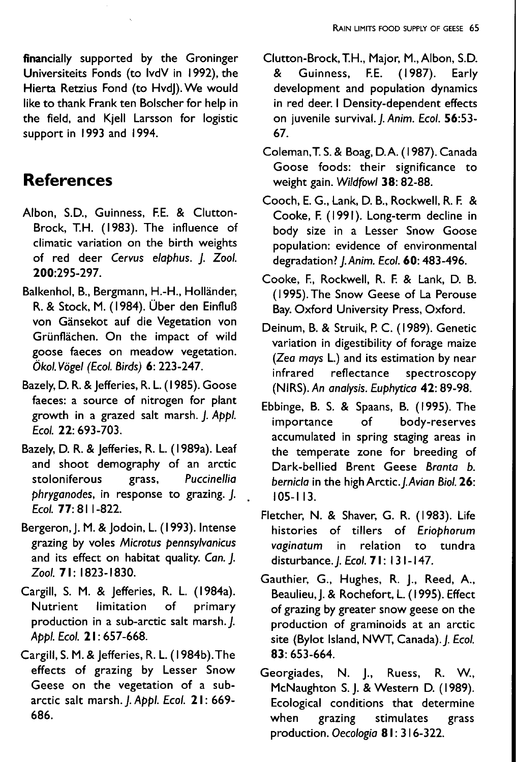financially supported by the Groninger Universiteits Fonds (to IvdV in 1992), the Hierta Retzius Fond (to HvdJ). We would like to thank Frank ten Bolscher for help in the field, and Kjell Larsson for logistic support in 1993 and 1994.

## References

Albon, S.D., Guinness, F.E. & Clutton-Brock, T.H. (1983). The influence of climatic variation on the birth weights of red deer *Cervus elaphus*. *J. Zool.* **200**:295-297.

Balkenhol, B., Bergmann, H.-H., Holländer, R. & Stock, M. (1984). Über den Einfluß von Gänsekot auf die Vegetation von Grünflächen. On the impact of wild goose faeces on meadow vegetation. *Ökol. Vögel (Ecol. Birds)* **6**: 223-247.

Bazely, D. R. & Jefferies, R. L. (1985). Goose faeces: a source of nitrogen for plant growth in a grazed salt marsh. *J. Appl. Ecol.* **22**: 693-703.

Bazely, D. R. & Jefferies, R. L. (1989a). Leaf and shoot demography of an arctic stoloniferous grass, *Puccinellia phryganodes*, in response to grazing. *J. Ecol.* **77**: 811-822.

Bergeron, J. M. & Jodoin, L. (1993). Intense grazing by voles *Microtus pennsylvanicus* and its effect on habitat quality. *Can. J. Zool.* **71**: 1823-1830.

Cargill, S. M. & Jefferies, R. L. (1984a). Nutrient limitation of primary production in a sub-arctic salt marsh. *J. Appl. Ecol.* **21**: 657-668.

Cargill, S. M. & Jefferies, R. L. (1984b). The effects of grazing by Lesser Snow Geese on the vegetation of a sub-arctic salt marsh. *J. Appl. Ecol.* **21**: 669-686.

Clutton-Brock, T.H., Major, M., Albon, S.D. & Guinness, F.E. (1987). Early development and population dynamics in red deer. I Density-dependent effects on juvenile survival. *J. Anim. Ecol.* **56**:53-67.

Coleman, T. S. & Boag, D. A. (1987). Canada Goose foods: their significance to weight gain. *Wildfowl* **38**: 82-88.

Cooch, E. G., Lank, D. B., Rockwell, R. F. & Cooke, F. (1991). Long-term decline in body size in a Lesser Snow Goose population: evidence of environmental degradation? *J. Anim. Ecol.* **60**: 483-496.

Cooke, F., Rockwell, R. F. & Lank, D. B. (1995). The Snow Geese of La Perouse Bay. Oxford University Press, Oxford.

Deinum, B. & Struik, P. C. (1989). Genetic variation in digestibility of forage maize (*Zea mays* L.) and its estimation by near infrared reflectance spectroscopy (NIRS). *An analysis. Euphytica* **42**: 89-98.

Ebbinge, B. S. & Spaans, B. (1995). The importance of body-reserves accumulated in spring staging areas in the temperate zone for breeding of Dark-bellied Brent Geese *Branta b. bernicla* in the high Arctic. *J. Avian Biol.* **26**: 105-113.

Fletcher, N. & Shaver, G. R. (1983). Life histories of tillers of *Eriophorum vaginatum* in relation to tundra disturbance. *J. Ecol.* **71**: 131-147.

Gauthier, G., Hughes, R. J., Reed, A., Beaulieu, J. & Rochefort, L. (1995). Effect of grazing by greater snow geese on the production of graminoids at an arctic site (Bylot Island, NWT, Canada). *J. Ecol.* **83**: 653-664.

Georgiades, N. J., Ruess, R. W., McNaughton S. J. & Western D. (1989). Ecological conditions that determine when grazing stimulates grass production. *Oecologia* **81**: 316-322.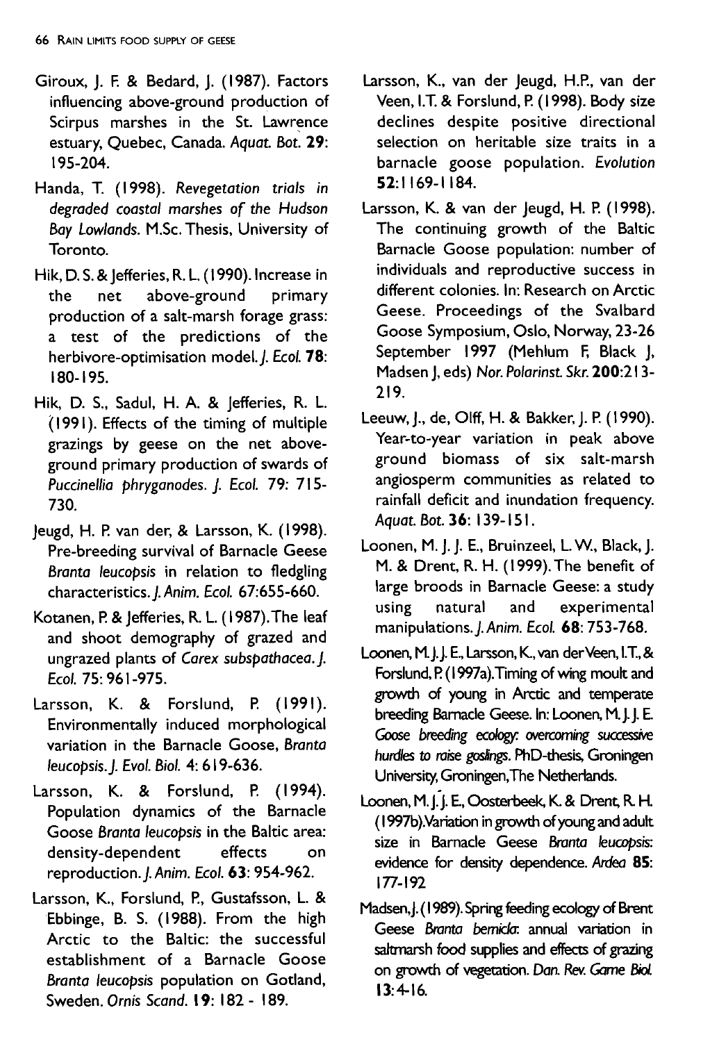Giroux, J. F. & Bedard, J. (1987). Factors influencing above-ground production of Scirpus marshes in the St. Lawrence estuary, Quebec, Canada. *Aquat. Bot.* **29**: 195-204.

Handa, T. (1998). *Revegetation trials in degraded coastal marshes of the Hudson Bay Lowlands.* M.Sc. Thesis, University of Toronto.

Hik, D. S. & Jefferies, R. L. (1990). Increase in the net above-ground primary production of a salt-marsh forage grass: a test of the predictions of the herbivore-optimisation model. *J. Ecol.* **78**: 180-195.

Hik, D. S., Sadul, H. A. & Jefferies, R. L. (1991). Effects of the timing of multiple grazings by geese on the net above-ground primary production of swards of *Puccinellia phryganodes*. *J. Ecol.* 79: 715-730.

Jeugd, H. P. van der, & Larsson, K. (1998). Pre-breeding survival of Barnacle Geese *Branta leucopsis* in relation to fledgling characteristics. *J. Anim. Ecol.* 67:655-660.

Kotanen, P. & Jefferies, R. L. (1987). The leaf and shoot demography of grazed and ungrazed plants of *Carex subspathacea*. *J. Ecol.* 75: 961-975.

Larsson, K. & Forslund, P. (1991). Environmentally induced morphological variation in the Barnacle Goose, *Branta leucopsis*. *J. Evol. Biol.* 4: 619-636.

Larsson, K. & Forslund, P. (1994). Population dynamics of the Barnacle Goose *Branta leucopsis* in the Baltic area: density-dependent effects on reproduction. *J. Anim. Ecol.* **63**: 954-962.

Larsson, K., Forslund, P., Gustafsson, L. & Ebbinge, B. S. (1988). From the high Arctic to the Baltic: the successful establishment of a Barnacle Goose *Branta leucopsis* population on Gotland, Sweden. *Ornis Scand.* **19**: 182 - 189.

Larsson, K., van der Jeugd, H.P., van der Veen, I.T. & Forslund, P. (1998). Body size declines despite positive directional selection on heritable size traits in a barnacle goose population. *Evolution* **52**:1169-1184.

Larsson, K. & van der Jeugd, H. P. (1998). The continuing growth of the Baltic Barnacle Goose population: number of individuals and reproductive success in different colonies. In: Research on Arctic Geese. Proceedings of the Svalbard Goose Symposium, Oslo, Norway, 23-26 September 1997 (Mehlum F, Black J, Madsen J, eds) *Nor. Polarinst. Skr.* **200**:213-219.

Leeuw, J., de, Olff, H. & Bakker, J. P. (1990). Year-to-year variation in peak above ground biomass of six salt-marsh angiosperm communities as related to rainfall deficit and inundation frequency. *Aquat. Bot.* **36**: 139-151.

Loonen, M. J. J. E., Bruinzeel, L. W., Black, J. M. & Drent, R. H. (1999). The benefit of large broods in Barnacle Geese: a study using natural and experimental manipulations. *J. Anim. Ecol.* **68**: 753-768.

Loonen, M. J. J. E., Larsson, K., van der Veen, I.T., & Forslund, P. (1997a). Timing of wing moult and growth of young in Arctic and temperate breeding Barnacle Geese. In: Loonen, M. J. J. E. *Goose breeding ecology: overcoming successive hurdles to raise goslings.* PhD-thesis, Groningen University, Groningen, The Netherlands.

Loonen, M. J. J. E., Oosterbeek, K. & Drent, R. H. (1997b). Variation in growth of young and adult size in Barnacle Geese *Branta leucopsis*: evidence for density dependence. *Ardea* **85**: 177-192

Madsen, J. (1989). Spring feeding ecology of Brent Geese *Branta bernicla*: annual variation in saltmarsh food supplies and effects of grazing on growth of vegetation. *Dan. Rev. Game Biol.* **13**:4-16.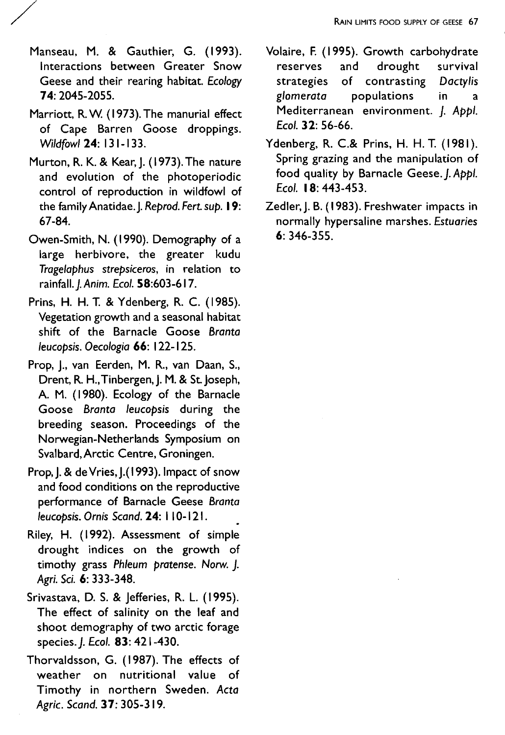Manseau, M. & Gauthier, G. (1993). Interactions between Greater Snow Geese and their rearing habitat. *Ecology* **74**: 2045-2055.

Marriott, R. W. (1973). The manurial effect of Cape Barren Goose droppings. *Wildfowl* **24**: 131-133.

Murton, R. K. & Kear, J. (1973). The nature and evolution of the photoperiodic control of reproduction in wildfowl of the family Anatidae. *J. Reprod. Fert. sup.* **19**: 67-84.

Owen-Smith, N. (1990). Demography of a large herbivore, the greater kudu *Tragelaphus strepsiceros*, in relation to rainfall. *J. Anim. Ecol.* **58**:603-617.

Prins, H. H. T. & Ydenberg, R. C. (1985). Vegetation growth and a seasonal habitat shift of the Barnacle Goose *Branta leucopsis*. *Oecologia* **66**: 122-125.

Prop, J., van Eerden, M. R., van Daan, S., Drent, R. H., Tinbergen, J. M. & St. Joseph, A. M. (1980). Ecology of the Barnacle Goose *Branta leucopsis* during the breeding season. Proceedings of the Norwegian-Netherlands Symposium on Svalbard, Arctic Centre, Groningen.

Prop, J. & de Vries, J. (1993). Impact of snow and food conditions on the reproductive performance of Barnacle Geese *Branta leucopsis*. *Ornis Scand.* **24**: 110-121.

Riley, H. (1992). Assessment of simple drought indices on the growth of timothy grass *Phleum pratense*. *Norw. J. Agri. Sci.* **6**: 333-348.

Srivastava, D. S. & Jefferies, R. L. (1995). The effect of salinity on the leaf and shoot demography of two arctic forage species. *J. Ecol.* **83**: 421-430.

Thorvaldsson, G. (1987). The effects of weather on nutritional value of Timothy in northern Sweden. *Acta Agric. Scand.* **37**: 305-319.

Volaire, F. (1995). Growth carbohydrate reserves and drought survival strategies of contrasting *Dactylis glomerata* populations in a Mediterranean environment. *J. Appl. Ecol.* **32**: 56-66.

Ydenberg, R. C. & Prins, H. H. T. (1981). Spring grazing and the manipulation of food quality by Barnacle Geese. *J. Appl. Ecol.* **18**: 443-453.

Zedler, J. B. (1983). Freshwater impacts in normally hypersaline marshes. *Estuaries* **6**: 346-355.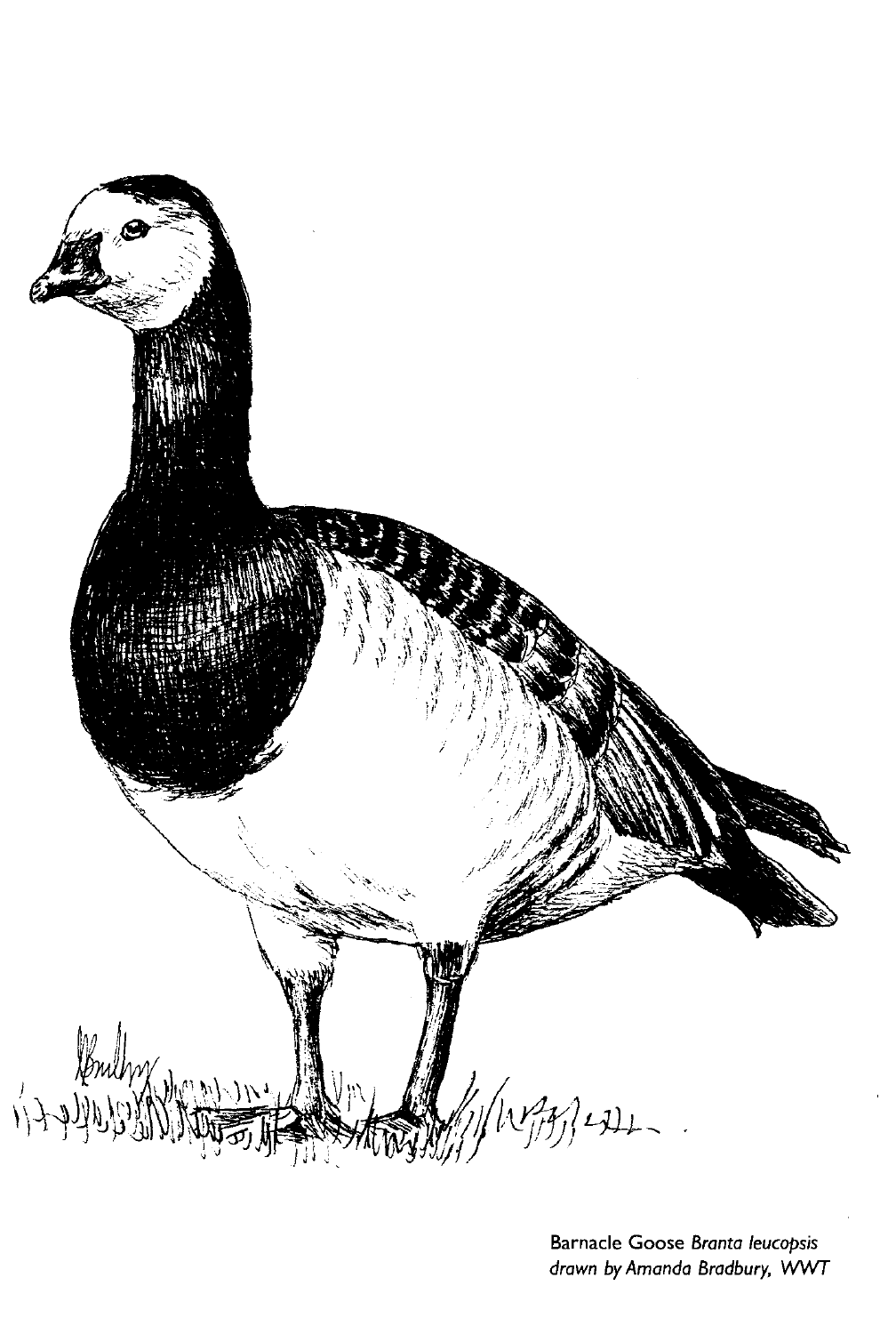Barnacle Goose *Branta leucopsis*
*drawn by Amanda Bradbury, WWT*